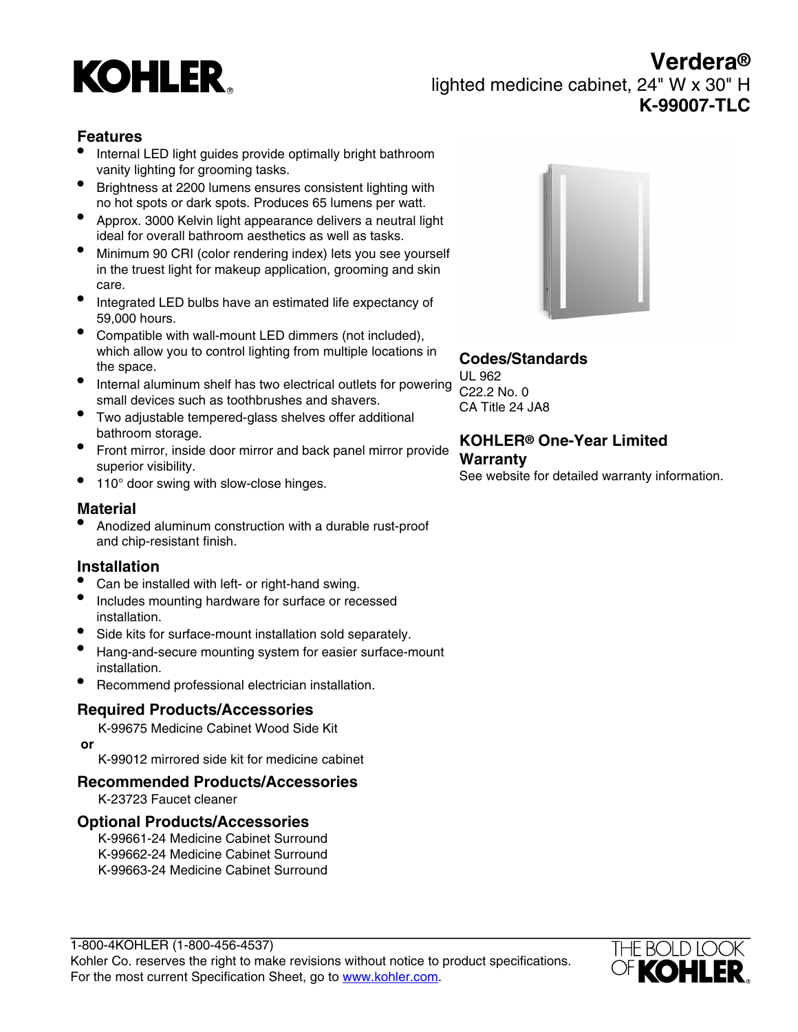# Verdera®

lighted medicine cabinet, 24" W x 30" H

**K-99007-TLC**

## Features

- Internal LED light guides provide optimally bright bathroom vanity lighting for grooming tasks.
- Brightness at 2200 lumens ensures consistent lighting with no hot spots or dark spots. Produces 65 lumens per watt.
- Approx. 3000 Kelvin light appearance delivers a neutral light ideal for overall bathroom aesthetics as well as tasks.
- Minimum 90 CRI (color rendering index) lets you see yourself in the truest light for makeup application, grooming and skin care.
- Integrated LED bulbs have an estimated life expectancy of 59,000 hours.
- Compatible with wall-mount LED dimmers (not included), which allow you to control lighting from multiple locations in the space.
- Internal aluminum shelf has two electrical outlets for powering small devices such as toothbrushes and shavers.
- Two adjustable tempered-glass shelves offer additional bathroom storage.
- Front mirror, inside door mirror and back panel mirror provide superior visibility.
- 110° door swing with slow-close hinges.

## Material

- Anodized aluminum construction with a durable rust-proof and chip-resistant finish.

## Installation

- Can be installed with left- or right-hand swing.
- Includes mounting hardware for surface or recessed installation.
- Side kits for surface-mount installation sold separately.
- Hang-and-secure mounting system for easier surface-mount installation.
- Recommend professional electrician installation.

## Required Products/Accessories

K-99675 Medicine Cabinet Wood Side Kit

**or**

K-99012 mirrored side kit for medicine cabinet

## Recommended Products/Accessories

K-23723 Faucet cleaner

## Optional Products/Accessories

K-99661-24 Medicine Cabinet Surround
K-99662-24 Medicine Cabinet Surround
K-99663-24 Medicine Cabinet Surround

## Codes/Standards

UL 962
C22.2 No. 0
CA Title 24 JA8

## KOHLER® One-Year Limited Warranty

See website for detailed warranty information.

1-800-4KOHLER (1-800-456-4537)
Kohler Co. reserves the right to make revisions without notice to product specifications.
For the most current Specification Sheet, go to www.kohler.com.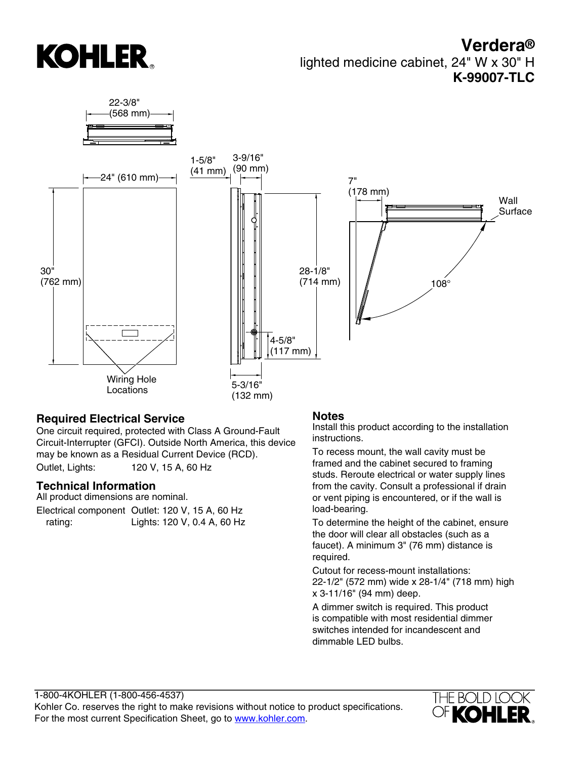KOHLER

# Verdera®

lighted medicine cabinet, 24" W x 30" H

**K-99007-TLC**

22-3/8"
(568 mm)

24" (610 mm)

30"
(762 mm)

Wiring Hole
Locations

1-5/8"
(41 mm)

3-9/16"
(90 mm)

28-1/8"
(714 mm)

4-5/8"
(117 mm)

5-3/16"
(132 mm)

7"
(178 mm)

Wall
Surface

108°

## Required Electrical Service

One circuit required, protected with Class A Ground-Fault Circuit-Interrupter (GFCI). Outside North America, this device may be known as a Residual Current Device (RCD).

| | |
|---|---|
| Outlet, Lights: | 120 V, 15 A, 60 Hz |

## Technical Information

All product dimensions are nominal.

| | |
|---|---|
| Electrical component rating: | Outlet: 120 V, 15 A, 60 Hz<br>Lights: 120 V, 0.4 A, 60 Hz |

## Notes

Install this product according to the installation instructions.

To recess mount, the wall cavity must be framed and the cabinet secured to framing studs. Reroute electrical or water supply lines from the cavity. Consult a professional if drain or vent piping is encountered, or if the wall is load-bearing.

To determine the height of the cabinet, ensure the door will clear all obstacles (such as a faucet). A minimum 3" (76 mm) distance is required.

Cutout for recess-mount installations: 22-1/2" (572 mm) wide x 28-1/4" (718 mm) high x 3-11/16" (94 mm) deep.

A dimmer switch is required. This product is compatible with most residential dimmer switches intended for incandescent and dimmable LED bulbs.

1-800-4KOHLER (1-800-456-4537)
Kohler Co. reserves the right to make revisions without notice to product specifications.
For the most current Specification Sheet, go to www.kohler.com.

THE BOLD LOOK OF KOHLER